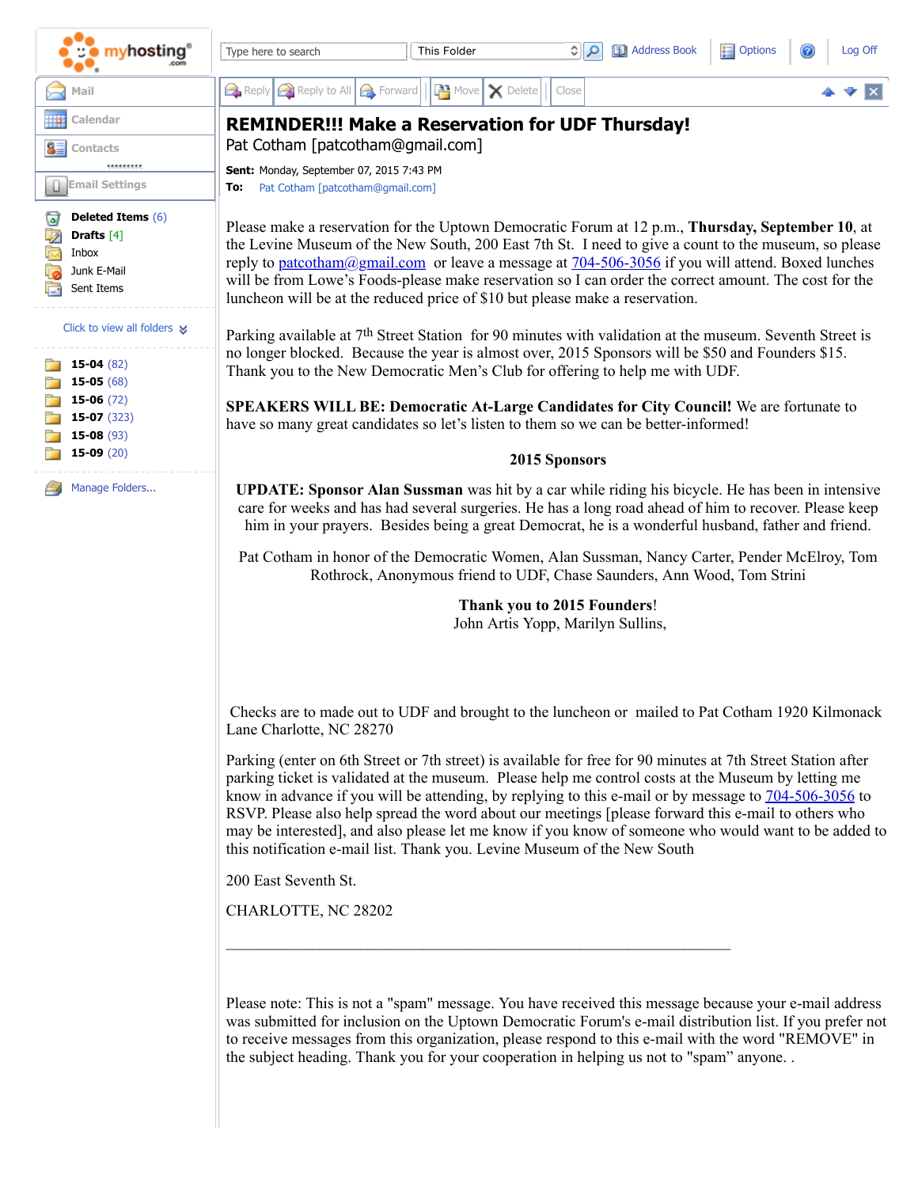# REMINDER!!! Make a Reservation for UDF Thursday!

Pat Cotham [patcotham@gmail.com]

**Sent:** Monday, September 07, 2015 7:43 PM

**To:** Pat Cotham [patcotham@gmail.com]

Please make a reservation for the Uptown Democratic Forum at 12 p.m., **Thursday, September 10**, at the Levine Museum of the New South, 200 East 7th St. I need to give a count to the museum, so please reply to patcotham@gmail.com or leave a message at 704-506-3056 if you will attend. Boxed lunches will be from Lowe's Foods-please make reservation so I can order the correct amount. The cost for the luncheon will be at the reduced price of $10 but please make a reservation.

Parking available at 7th Street Station for 90 minutes with validation at the museum. Seventh Street is no longer blocked. Because the year is almost over, 2015 Sponsors will be $50 and Founders $15. Thank you to the New Democratic Men's Club for offering to help me with UDF.

**SPEAKERS WILL BE: Democratic At-Large Candidates for City Council!** We are fortunate to have so many great candidates so let's listen to them so we can be better-informed!

**2015 Sponsors**

**UPDATE: Sponsor Alan Sussman** was hit by a car while riding his bicycle. He has been in intensive care for weeks and has had several surgeries. He has a long road ahead of him to recover. Please keep him in your prayers. Besides being a great Democrat, he is a wonderful husband, father and friend.

Pat Cotham in honor of the Democratic Women, Alan Sussman, Nancy Carter, Pender McElroy, Tom Rothrock, Anonymous friend to UDF, Chase Saunders, Ann Wood, Tom Strini

**Thank you to 2015 Founders**!
John Artis Yopp, Marilyn Sullins,

Checks are to made out to UDF and brought to the luncheon or mailed to Pat Cotham 1920 Kilmonack Lane Charlotte, NC 28270

Parking (enter on 6th Street or 7th street) is available for free for 90 minutes at 7th Street Station after parking ticket is validated at the museum. Please help me control costs at the Museum by letting me know in advance if you will be attending, by replying to this e-mail or by message to 704-506-3056 to RSVP. Please also help spread the word about our meetings [please forward this e-mail to others who may be interested], and also please let me know if you know of someone who would want to be added to this notification e-mail list. Thank you. Levine Museum of the New South

200 East Seventh St.

CHARLOTTE, NC 28202

---

Please note: This is not a "spam" message. You have received this message because your e-mail address was submitted for inclusion on the Uptown Democratic Forum's e-mail distribution list. If you prefer not to receive messages from this organization, please respond to this e-mail with the word "REMOVE" in the subject heading. Thank you for your cooperation in helping us not to "spam" anyone. .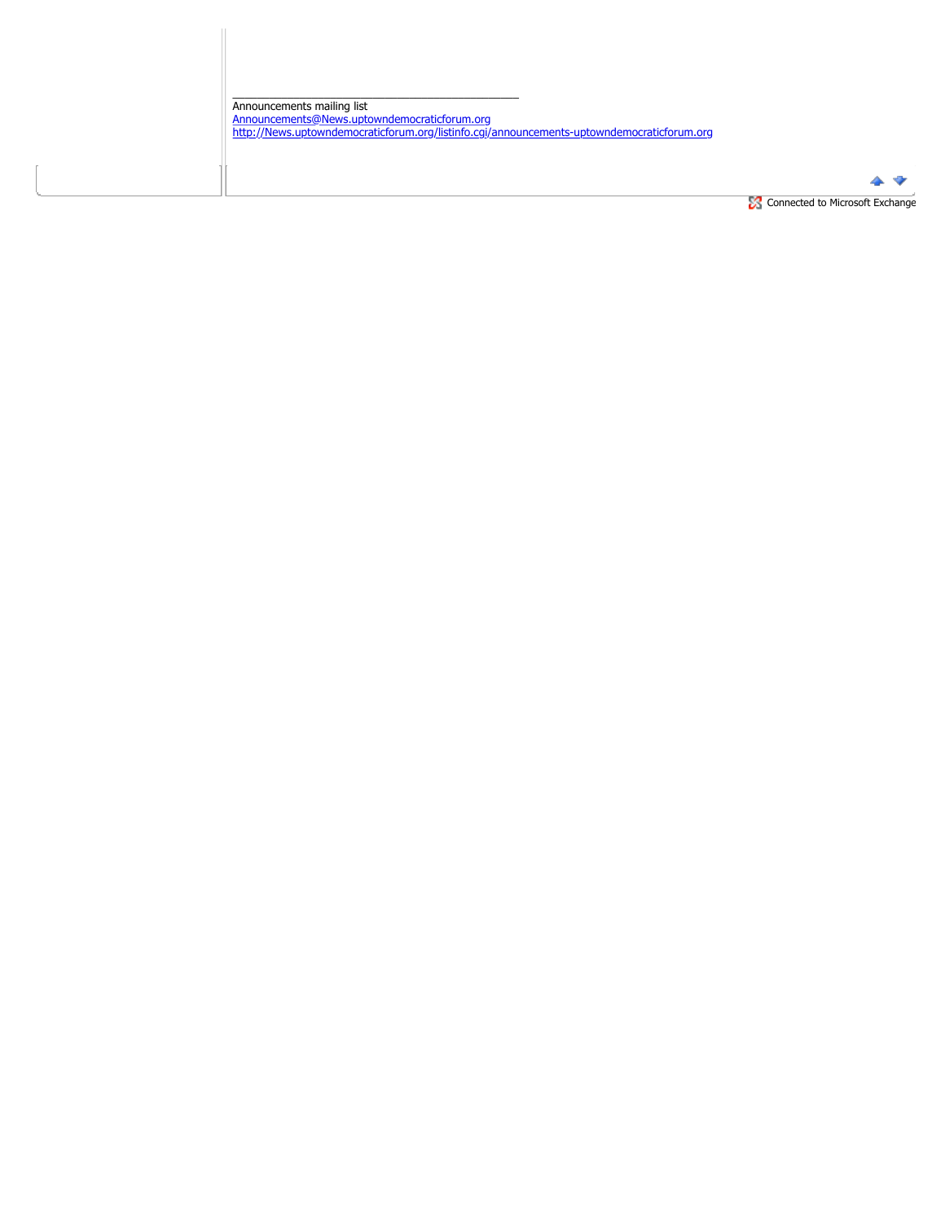_______________________________________________
Announcements mailing list
Announcements@News.uptowndemocraticforum.org
http://News.uptowndemocraticforum.org/listinfo.cgi/announcements-uptowndemocraticforum.org

Connected to Microsoft Exchange